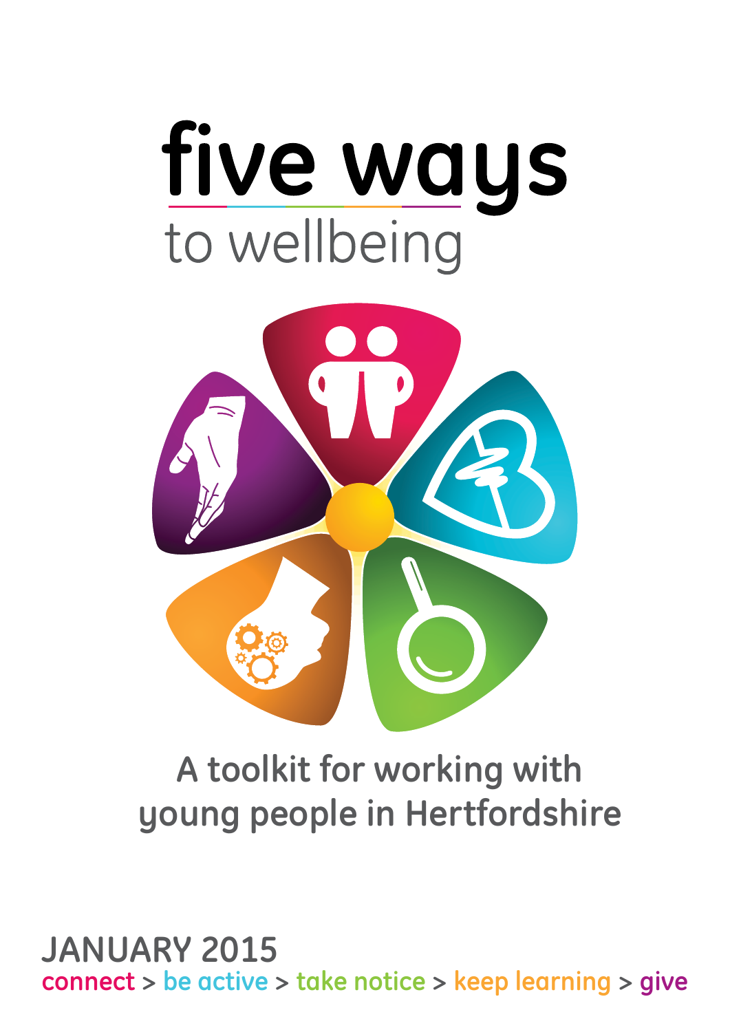# five ways

## to wellbeing

**A toolkit for working with young people in Hertfordshire**

**JANUARY 2015**

connect > be active > take notice > keep learning > give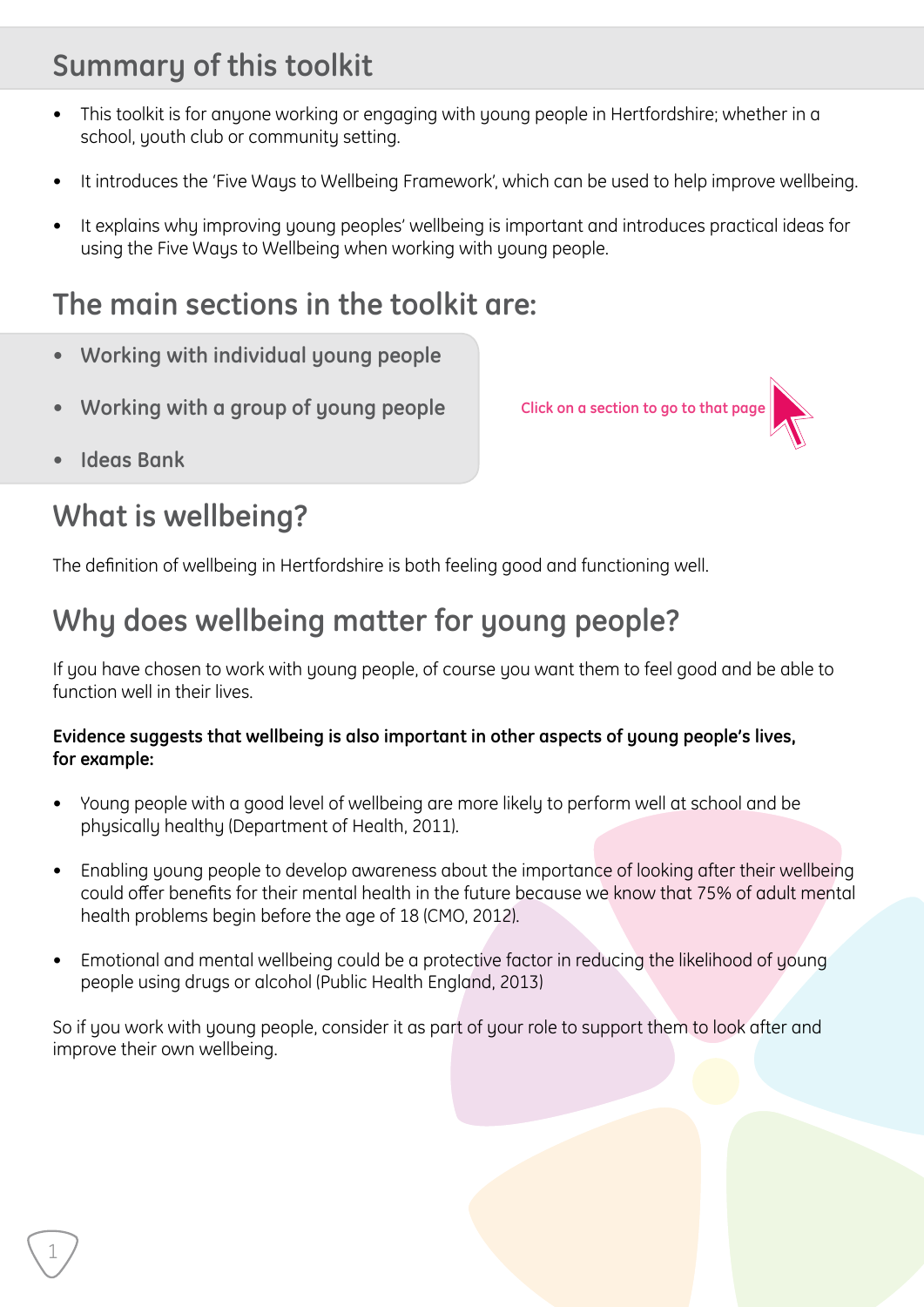## Summary of this toolkit

- This toolkit is for anyone working or engaging with young people in Hertfordshire; whether in a school, youth club or community setting.
- It introduces the 'Five Ways to Wellbeing Framework', which can be used to help improve wellbeing.
- It explains why improving young peoples' wellbeing is important and introduces practical ideas for using the Five Ways to Wellbeing when working with young people.

## The main sections in the toolkit are:

- Working with individual young people
- Working with a group of young people
- Ideas Bank

Click on a section to go to that page

## What is wellbeing?

The definition of wellbeing in Hertfordshire is both feeling good and functioning well.

## Why does wellbeing matter for young people?

If you have chosen to work with young people, of course you want them to feel good and be able to function well in their lives.

**Evidence suggests that wellbeing is also important in other aspects of young people's lives, for example:**

- Young people with a good level of wellbeing are more likely to perform well at school and be physically healthy (Department of Health, 2011).
- Enabling young people to develop awareness about the importance of looking after their wellbeing could offer benefits for their mental health in the future because we know that 75% of adult mental health problems begin before the age of 18 (CMO, 2012).
- Emotional and mental wellbeing could be a protective factor in reducing the likelihood of young people using drugs or alcohol (Public Health England, 2013)

So if you work with young people, consider it as part of your role to support them to look after and improve their own wellbeing.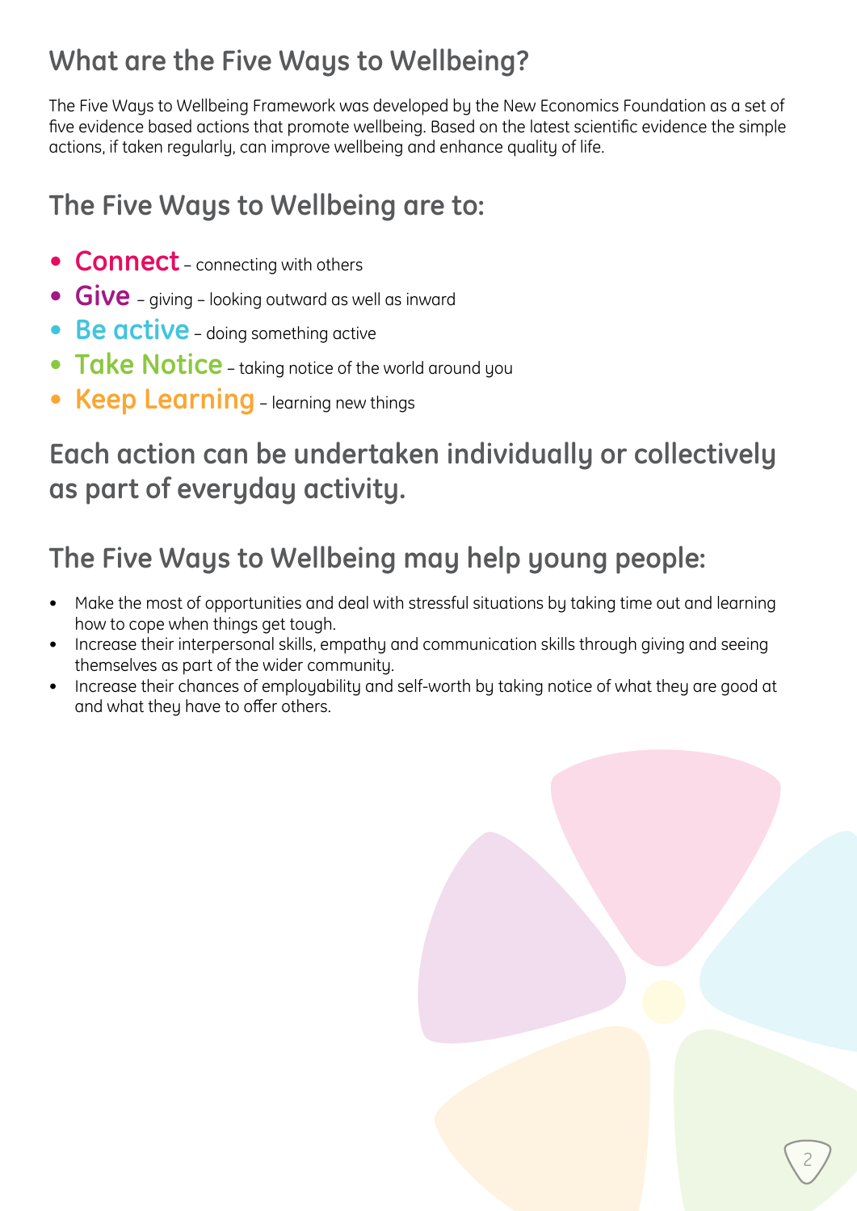## What are the Five Ways to Wellbeing?

The Five Ways to Wellbeing Framework was developed by the New Economics Foundation as a set of five evidence based actions that promote wellbeing. Based on the latest scientific evidence the simple actions, if taken regularly, can improve wellbeing and enhance quality of life.

## The Five Ways to Wellbeing are to:

- **Connect** – connecting with others
- **Give** – giving – looking outward as well as inward
- **Be active** – doing something active
- **Take Notice** – taking notice of the world around you
- **Keep Learning** – learning new things

## Each action can be undertaken individually or collectively as part of everyday activity.

## The Five Ways to Wellbeing may help young people:

- Make the most of opportunities and deal with stressful situations by taking time out and learning how to cope when things get tough.
- Increase their interpersonal skills, empathy and communication skills through giving and seeing themselves as part of the wider community.
- Increase their chances of employability and self-worth by taking notice of what they are good at and what they have to offer others.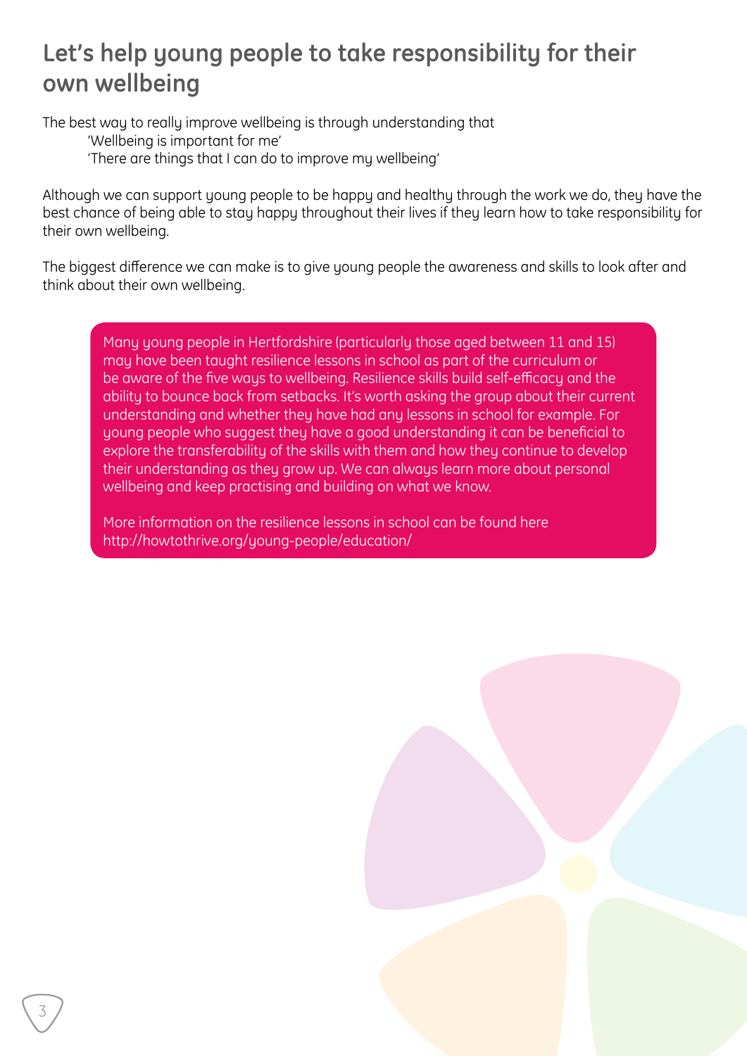## Let's help young people to take responsibility for their own wellbeing

The best way to really improve wellbeing is through understanding that

> 'Wellbeing is important for me'
> 'There are things that I can do to improve my wellbeing'

Although we can support young people to be happy and healthy through the work we do, they have the best chance of being able to stay happy throughout their lives if they learn how to take responsibility for their own wellbeing.

The biggest difference we can make is to give young people the awareness and skills to look after and think about their own wellbeing.

> Many young people in Hertfordshire (particularly those aged between 11 and 15) may have been taught resilience lessons in school as part of the curriculum or be aware of the five ways to wellbeing. Resilience skills build self-efficacy and the ability to bounce back from setbacks. It's worth asking the group about their current understanding and whether they have had any lessons in school for example. For young people who suggest they have a good understanding it can be beneficial to explore the transferability of the skills with them and how they continue to develop their understanding as they grow up. We can always learn more about personal wellbeing and keep practising and building on what we know.
>
> More information on the resilience lessons in school can be found here http://howtothrive.org/young-people/education/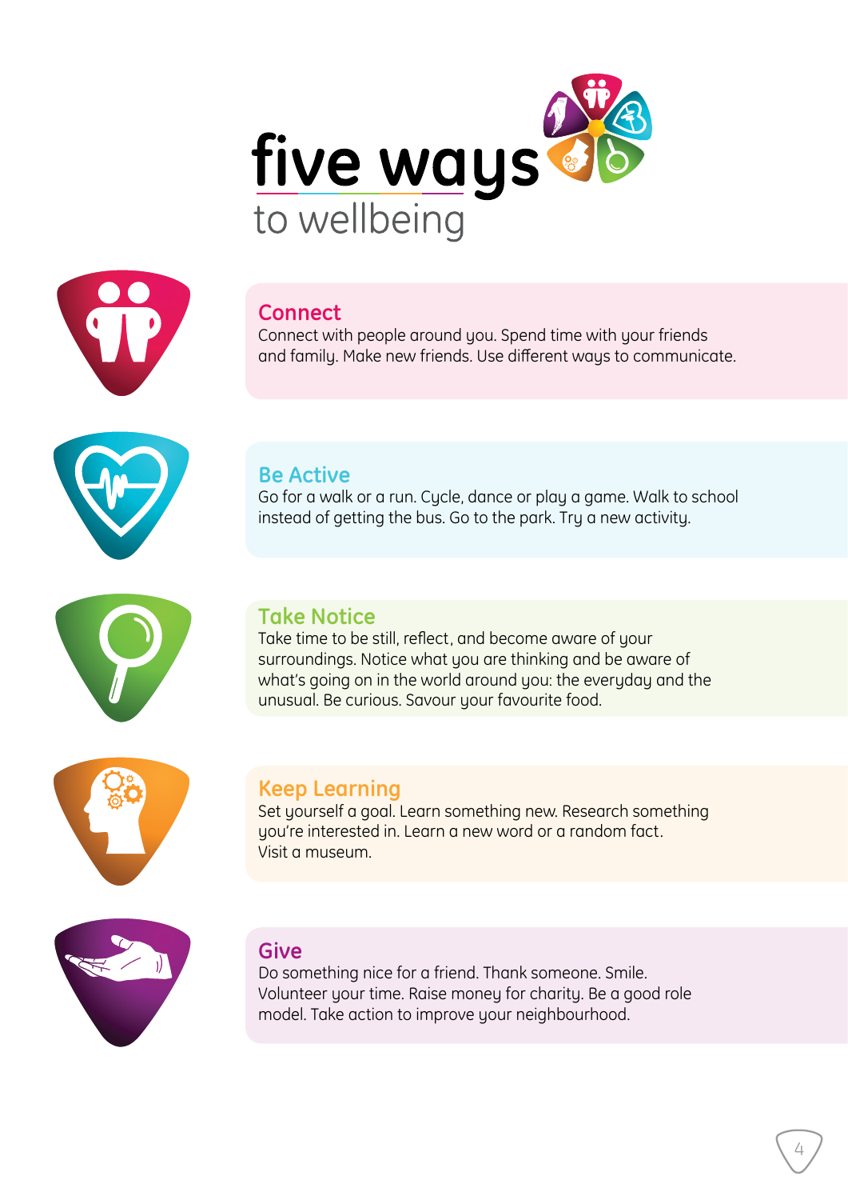# five ways to wellbeing

## Connect

Connect with people around you. Spend time with your friends and family. Make new friends. Use different ways to communicate.

## Be Active

Go for a walk or a run. Cycle, dance or play a game. Walk to school instead of getting the bus. Go to the park. Try a new activity.

## Take Notice

Take time to be still, reflect, and become aware of your surroundings. Notice what you are thinking and be aware of what's going on in the world around you: the everyday and the unusual. Be curious. Savour your favourite food.

## Keep Learning

Set yourself a goal. Learn something new. Research something you're interested in. Learn a new word or a random fact. Visit a museum.

## Give

Do something nice for a friend. Thank someone. Smile. Volunteer your time. Raise money for charity. Be a good role model. Take action to improve your neighbourhood.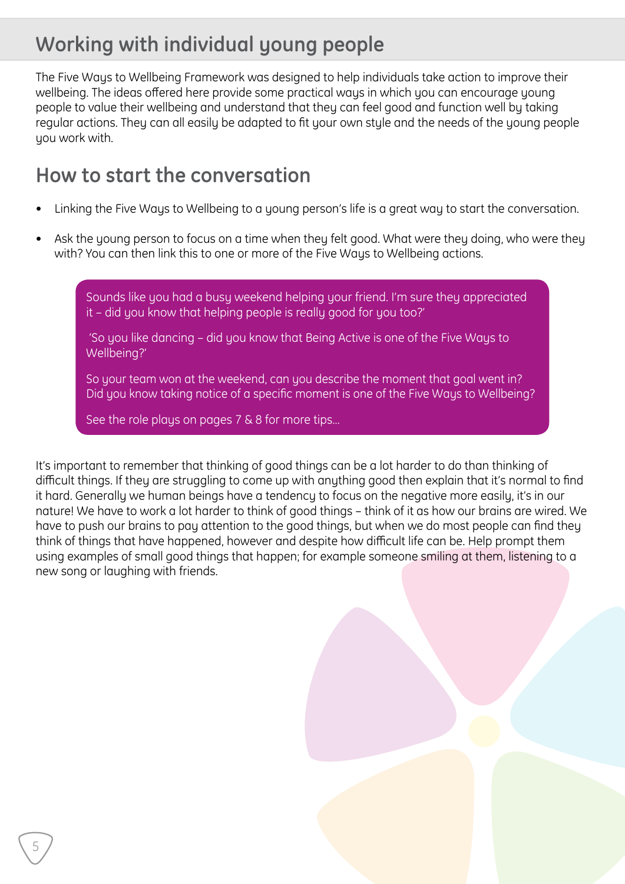# Working with individual young people

The Five Ways to Wellbeing Framework was designed to help individuals take action to improve their wellbeing. The ideas offered here provide some practical ways in which you can encourage young people to value their wellbeing and understand that they can feel good and function well by taking regular actions. They can all easily be adapted to fit your own style and the needs of the young people you work with.

## How to start the conversation

- Linking the Five Ways to Wellbeing to a young person's life is a great way to start the conversation.
- Ask the young person to focus on a time when they felt good. What were they doing, who were they with? You can then link this to one or more of the Five Ways to Wellbeing actions.

> Sounds like you had a busy weekend helping your friend. I'm sure they appreciated it – did you know that helping people is really good for you too?'
>
> 'So you like dancing – did you know that Being Active is one of the Five Ways to Wellbeing?'
>
> So your team won at the weekend, can you describe the moment that goal went in? Did you know taking notice of a specific moment is one of the Five Ways to Wellbeing?
>
> See the role plays on pages 7 & 8 for more tips...

It's important to remember that thinking of good things can be a lot harder to do than thinking of difficult things. If they are struggling to come up with anything good then explain that it's normal to find it hard. Generally we human beings have a tendency to focus on the negative more easily, it's in our nature! We have to work a lot harder to think of good things – think of it as how our brains are wired. We have to push our brains to pay attention to the good things, but when we do most people can find they think of things that have happened, however and despite how difficult life can be. Help prompt them using examples of small good things that happen; for example someone smiling at them, listening to a new song or laughing with friends.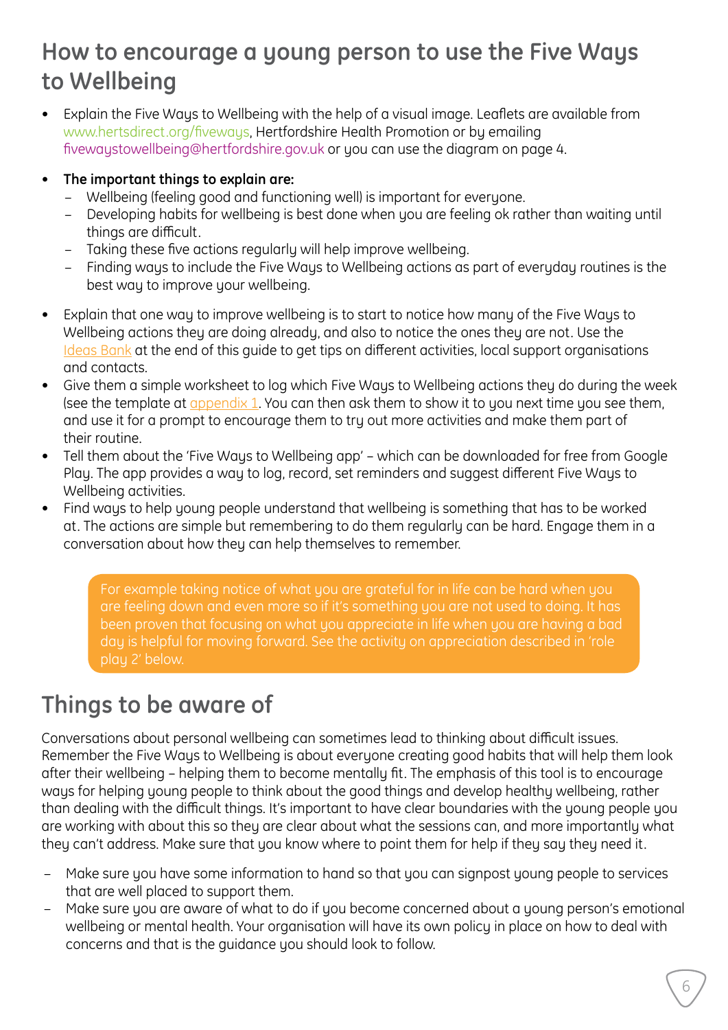## How to encourage a young person to use the Five Ways to Wellbeing

- Explain the Five Ways to Wellbeing with the help of a visual image. Leaflets are available from www.hertsdirect.org/fiveways, Hertfordshire Health Promotion or by emailing fivewaystowellbeing@hertfordshire.gov.uk or you can use the diagram on page 4.
- **The important things to explain are:**
  - Wellbeing (feeling good and functioning well) is important for everyone.
  - Developing habits for wellbeing is best done when you are feeling ok rather than waiting until things are difficult.
  - Taking these five actions regularly will help improve wellbeing.
  - Finding ways to include the Five Ways to Wellbeing actions as part of everyday routines is the best way to improve your wellbeing.
- Explain that one way to improve wellbeing is to start to notice how many of the Five Ways to Wellbeing actions they are doing already, and also to notice the ones they are not. Use the Ideas Bank at the end of this guide to get tips on different activities, local support organisations and contacts.
- Give them a simple worksheet to log which Five Ways to Wellbeing actions they do during the week (see the template at appendix 1. You can then ask them to show it to you next time you see them, and use it for a prompt to encourage them to try out more activities and make them part of their routine.
- Tell them about the 'Five Ways to Wellbeing app' – which can be downloaded for free from Google Play. The app provides a way to log, record, set reminders and suggest different Five Ways to Wellbeing activities.
- Find ways to help young people understand that wellbeing is something that has to be worked at. The actions are simple but remembering to do them regularly can be hard. Engage them in a conversation about how they can help themselves to remember.

> For example taking notice of what you are grateful for in life can be hard when you are feeling down and even more so if it's something you are not used to doing. It has been proven that focusing on what you appreciate in life when you are having a bad day is helpful for moving forward. See the activity on appreciation described in 'role play 2' below.

## Things to be aware of

Conversations about personal wellbeing can sometimes lead to thinking about difficult issues. Remember the Five Ways to Wellbeing is about everyone creating good habits that will help them look after their wellbeing – helping them to become mentally fit. The emphasis of this tool is to encourage ways for helping young people to think about the good things and develop healthy wellbeing, rather than dealing with the difficult things. It's important to have clear boundaries with the young people you are working with about this so they are clear about what the sessions can, and more importantly what they can't address. Make sure that you know where to point them for help if they say they need it.

- Make sure you have some information to hand so that you can signpost young people to services that are well placed to support them.
- Make sure you are aware of what to do if you become concerned about a young person's emotional wellbeing or mental health. Your organisation will have its own policy in place on how to deal with concerns and that is the guidance you should look to follow.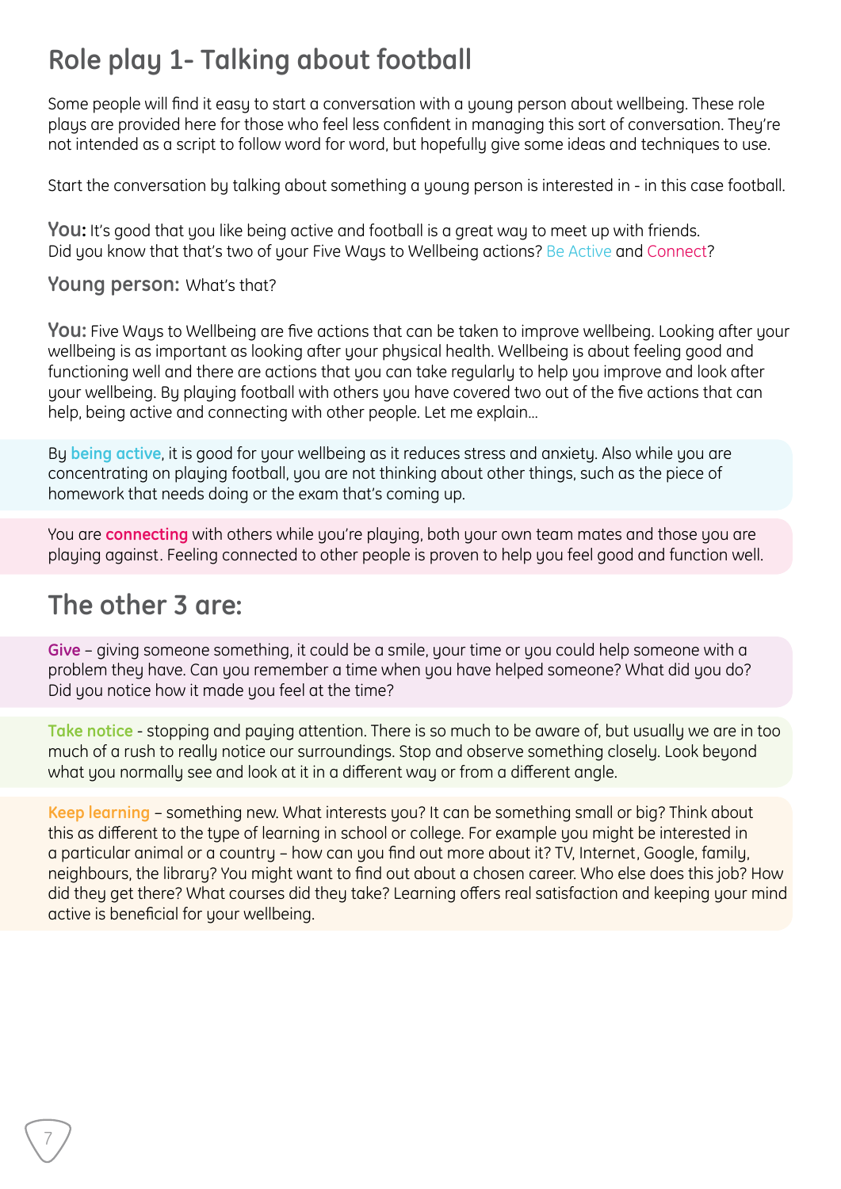## Role play 1- Talking about football

Some people will find it easy to start a conversation with a young person about wellbeing. These role plays are provided here for those who feel less confident in managing this sort of conversation. They're not intended as a script to follow word for word, but hopefully give some ideas and techniques to use.

Start the conversation by talking about something a young person is interested in - in this case football.

**You:** It's good that you like being active and football is a great way to meet up with friends. Did you know that that's two of your Five Ways to Wellbeing actions? Be Active and Connect?

**Young person:** What's that?

**You:** Five Ways to Wellbeing are five actions that can be taken to improve wellbeing. Looking after your wellbeing is as important as looking after your physical health. Wellbeing is about feeling good and functioning well and there are actions that you can take regularly to help you improve and look after your wellbeing. By playing football with others you have covered two out of the five actions that can help, being active and connecting with other people. Let me explain...

By **being active**, it is good for your wellbeing as it reduces stress and anxiety. Also while you are concentrating on playing football, you are not thinking about other things, such as the piece of homework that needs doing or the exam that's coming up.

You are **connecting** with others while you're playing, both your own team mates and those you are playing against. Feeling connected to other people is proven to help you feel good and function well.

## The other 3 are:

**Give** – giving someone something, it could be a smile, your time or you could help someone with a problem they have. Can you remember a time when you have helped someone? What did you do? Did you notice how it made you feel at the time?

**Take notice** - stopping and paying attention. There is so much to be aware of, but usually we are in too much of a rush to really notice our surroundings. Stop and observe something closely. Look beyond what you normally see and look at it in a different way or from a different angle.

**Keep learning** – something new. What interests you? It can be something small or big? Think about this as different to the type of learning in school or college. For example you might be interested in a particular animal or a country – how can you find out more about it? TV, Internet, Google, family, neighbours, the library? You might want to find out about a chosen career. Who else does this job? How did they get there? What courses did they take? Learning offers real satisfaction and keeping your mind active is beneficial for your wellbeing.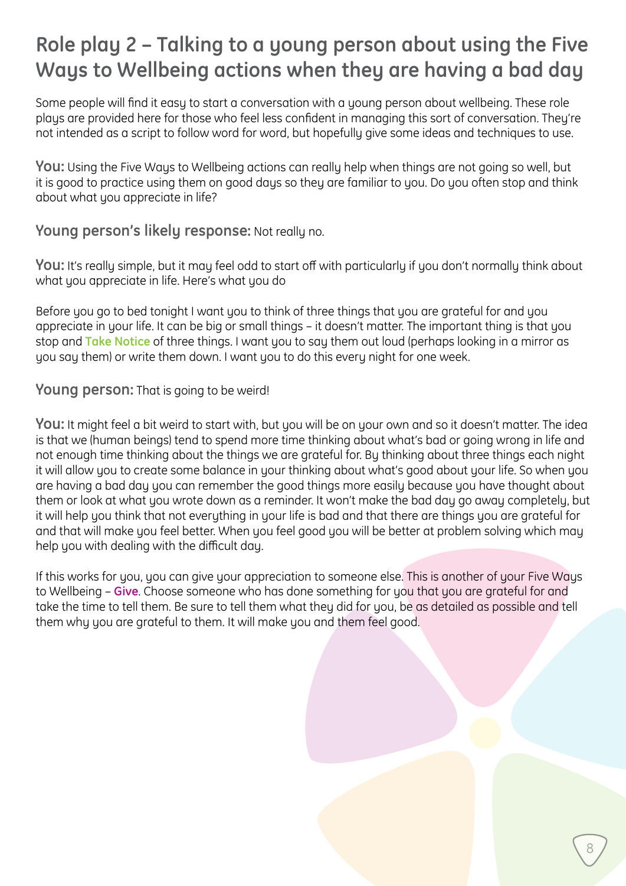# Role play 2 – Talking to a young person about using the Five Ways to Wellbeing actions when they are having a bad day

Some people will find it easy to start a conversation with a young person about wellbeing. These role plays are provided here for those who feel less confident in managing this sort of conversation. They're not intended as a script to follow word for word, but hopefully give some ideas and techniques to use.

**You:** Using the Five Ways to Wellbeing actions can really help when things are not going so well, but it is good to practice using them on good days so they are familiar to you. Do you often stop and think about what you appreciate in life?

**Young person's likely response:** Not really no.

**You:** It's really simple, but it may feel odd to start off with particularly if you don't normally think about what you appreciate in life. Here's what you do

Before you go to bed tonight I want you to think of three things that you are grateful for and you appreciate in your life. It can be big or small things – it doesn't matter. The important thing is that you stop and **Take Notice** of three things. I want you to say them out loud (perhaps looking in a mirror as you say them) or write them down. I want you to do this every night for one week.

**Young person:** That is going to be weird!

**You:** It might feel a bit weird to start with, but you will be on your own and so it doesn't matter. The idea is that we (human beings) tend to spend more time thinking about what's bad or going wrong in life and not enough time thinking about the things we are grateful for. By thinking about three things each night it will allow you to create some balance in your thinking about what's good about your life. So when you are having a bad day you can remember the good things more easily because you have thought about them or look at what you wrote down as a reminder. It won't make the bad day go away completely, but it will help you think that not everything in your life is bad and that there are things you are grateful for and that will make you feel better. When you feel good you will be better at problem solving which may help you with dealing with the difficult day.

If this works for you, you can give your appreciation to someone else. This is another of your Five Ways to Wellbeing – **Give**. Choose someone who has done something for you that you are grateful for and take the time to tell them. Be sure to tell them what they did for you, be as detailed as possible and tell them why you are grateful to them. It will make you and them feel good.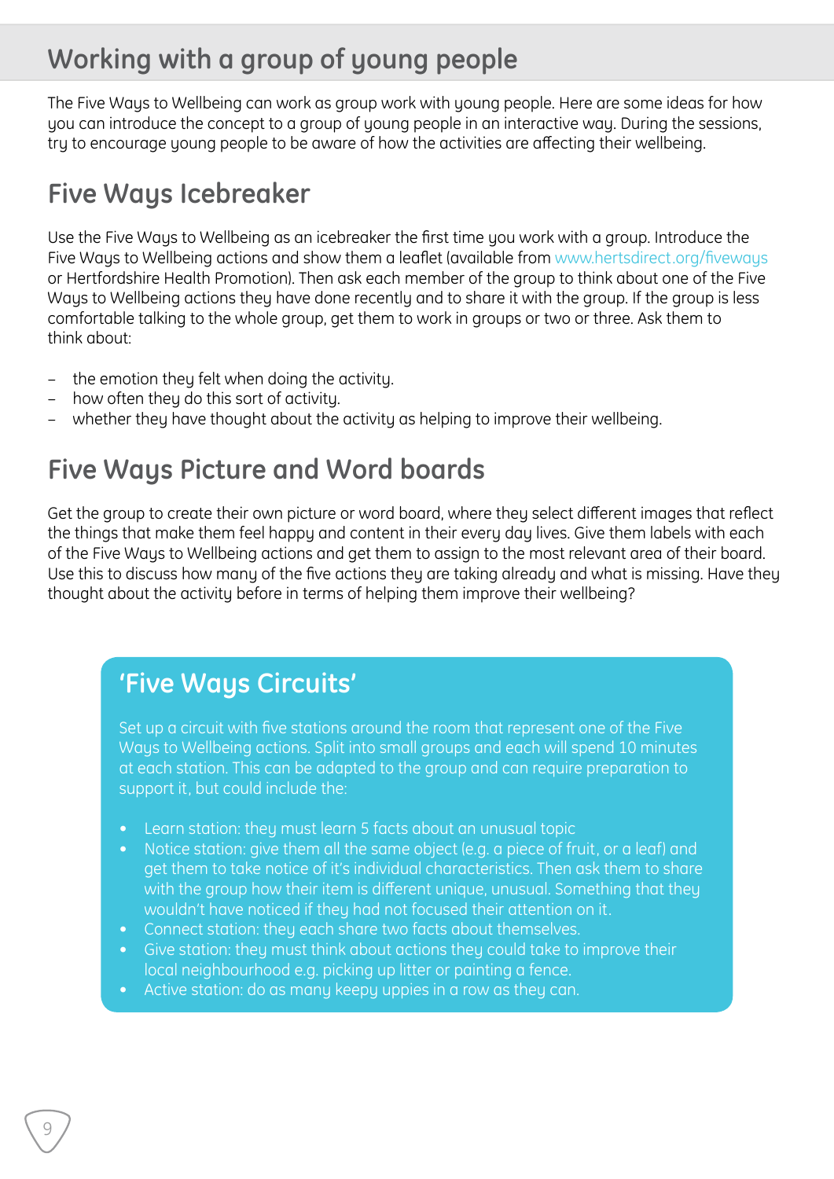# Working with a group of young people

The Five Ways to Wellbeing can work as group work with young people. Here are some ideas for how you can introduce the concept to a group of young people in an interactive way. During the sessions, try to encourage young people to be aware of how the activities are affecting their wellbeing.

## Five Ways Icebreaker

Use the Five Ways to Wellbeing as an icebreaker the first time you work with a group. Introduce the Five Ways to Wellbeing actions and show them a leaflet (available from www.hertsdirect.org/fiveways or Hertfordshire Health Promotion). Then ask each member of the group to think about one of the Five Ways to Wellbeing actions they have done recently and to share it with the group. If the group is less comfortable talking to the whole group, get them to work in groups or two or three. Ask them to think about:

- the emotion they felt when doing the activity.
- how often they do this sort of activity.
- whether they have thought about the activity as helping to improve their wellbeing.

## Five Ways Picture and Word boards

Get the group to create their own picture or word board, where they select different images that reflect the things that make them feel happy and content in their every day lives. Give them labels with each of the Five Ways to Wellbeing actions and get them to assign to the most relevant area of their board. Use this to discuss how many of the five actions they are taking already and what is missing. Have they thought about the activity before in terms of helping them improve their wellbeing?

## 'Five Ways Circuits'

Set up a circuit with five stations around the room that represent one of the Five Ways to Wellbeing actions. Split into small groups and each will spend 10 minutes at each station. This can be adapted to the group and can require preparation to support it, but could include the:

- Learn station: they must learn 5 facts about an unusual topic
- Notice station: give them all the same object (e.g. a piece of fruit, or a leaf) and get them to take notice of it's individual characteristics. Then ask them to share with the group how their item is different unique, unusual. Something that they wouldn't have noticed if they had not focused their attention on it.
- Connect station: they each share two facts about themselves.
- Give station: they must think about actions they could take to improve their local neighbourhood e.g. picking up litter or painting a fence.
- Active station: do as many keepy uppies in a row as they can.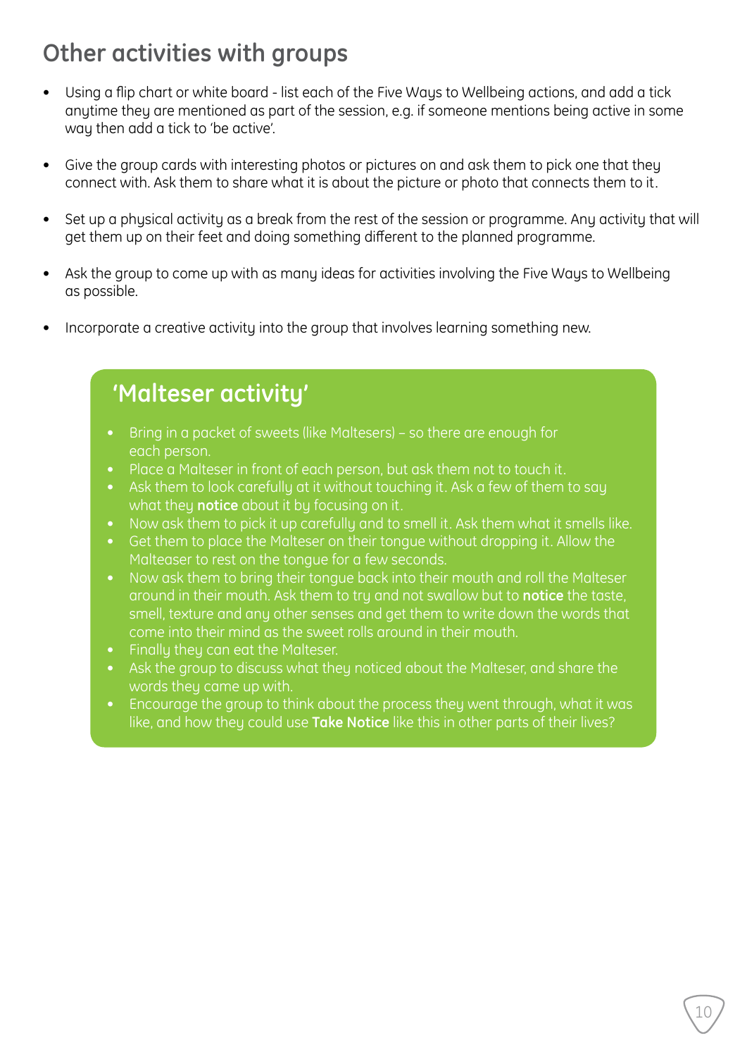## Other activities with groups

- Using a flip chart or white board - list each of the Five Ways to Wellbeing actions, and add a tick anytime they are mentioned as part of the session, e.g. if someone mentions being active in some way then add a tick to 'be active'.
- Give the group cards with interesting photos or pictures on and ask them to pick one that they connect with. Ask them to share what it is about the picture or photo that connects them to it.
- Set up a physical activity as a break from the rest of the session or programme. Any activity that will get them up on their feet and doing something different to the planned programme.
- Ask the group to come up with as many ideas for activities involving the Five Ways to Wellbeing as possible.
- Incorporate a creative activity into the group that involves learning something new.

### 'Malteser activity'

- Bring in a packet of sweets (like Maltesers) – so there are enough for each person.
- Place a Malteser in front of each person, but ask them not to touch it.
- Ask them to look carefully at it without touching it. Ask a few of them to say what they **notice** about it by focusing on it.
- Now ask them to pick it up carefully and to smell it. Ask them what it smells like.
- Get them to place the Malteser on their tongue without dropping it. Allow the Malteaser to rest on the tongue for a few seconds.
- Now ask them to bring their tongue back into their mouth and roll the Malteser around in their mouth. Ask them to try and not swallow but to **notice** the taste, smell, texture and any other senses and get them to write down the words that come into their mind as the sweet rolls around in their mouth.
- Finally they can eat the Malteser.
- Ask the group to discuss what they noticed about the Malteser, and share the words they came up with.
- Encourage the group to think about the process they went through, what it was like, and how they could use **Take Notice** like this in other parts of their lives?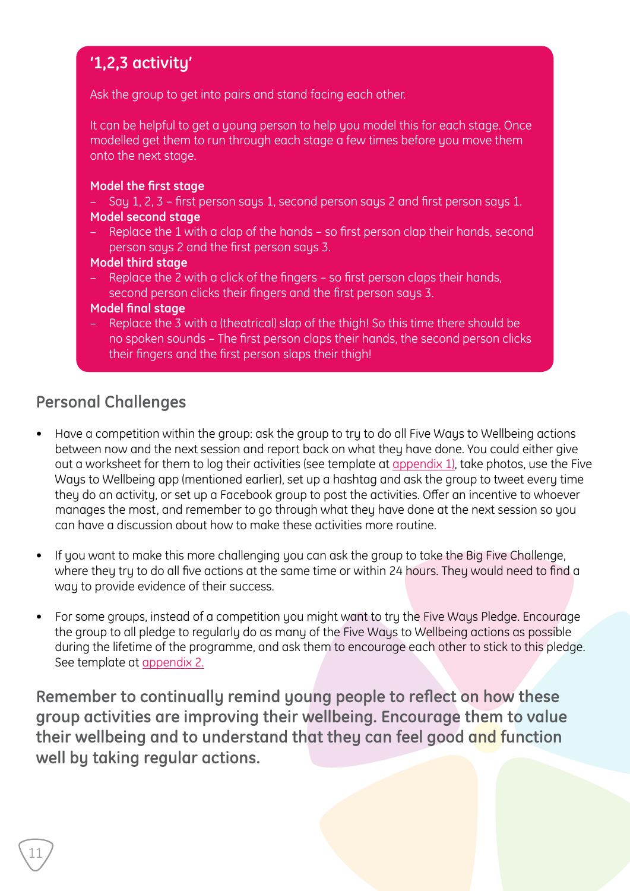## '1,2,3 activity'

Ask the group to get into pairs and stand facing each other.

It can be helpful to get a young person to help you model this for each stage. Once modelled get them to run through each stage a few times before you move them onto the next stage.

**Model the first stage**

- Say 1, 2, 3 – first person says 1, second person says 2 and first person says 1.

**Model second stage**

- Replace the 1 with a clap of the hands – so first person clap their hands, second person says 2 and the first person says 3.

**Model third stage**

- Replace the 2 with a click of the fingers – so first person claps their hands, second person clicks their fingers and the first person says 3.

**Model final stage**

- Replace the 3 with a (theatrical) slap of the thigh! So this time there should be no spoken sounds – The first person claps their hands, the second person clicks their fingers and the first person slaps their thigh!

## Personal Challenges

- Have a competition within the group: ask the group to try to do all Five Ways to Wellbeing actions between now and the next session and report back on what they have done. You could either give out a worksheet for them to log their activities (see template at appendix 1), take photos, use the Five Ways to Wellbeing app (mentioned earlier), set up a hashtag and ask the group to tweet every time they do an activity, or set up a Facebook group to post the activities. Offer an incentive to whoever manages the most, and remember to go through what they have done at the next session so you can have a discussion about how to make these activities more routine.

- If you want to make this more challenging you can ask the group to take the Big Five Challenge, where they try to do all five actions at the same time or within 24 hours. They would need to find a way to provide evidence of their success.

- For some groups, instead of a competition you might want to try the Five Ways Pledge. Encourage the group to all pledge to regularly do as many of the Five Ways to Wellbeing actions as possible during the lifetime of the programme, and ask them to encourage each other to stick to this pledge. See template at appendix 2.

**Remember to continually remind young people to reflect on how these group activities are improving their wellbeing. Encourage them to value their wellbeing and to understand that they can feel good and function well by taking regular actions.**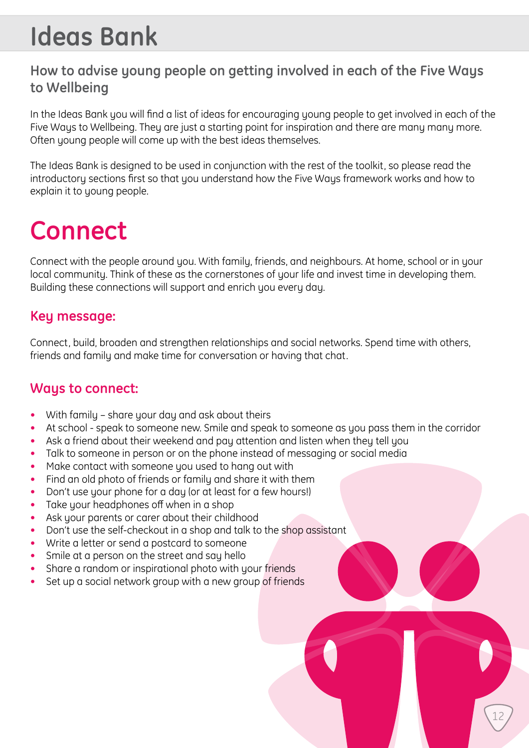# Ideas Bank

## How to advise young people on getting involved in each of the Five Ways to Wellbeing

In the Ideas Bank you will find a list of ideas for encouraging young people to get involved in each of the Five Ways to Wellbeing. They are just a starting point for inspiration and there are many many more. Often young people will come up with the best ideas themselves.

The Ideas Bank is designed to be used in conjunction with the rest of the toolkit, so please read the introductory sections first so that you understand how the Five Ways framework works and how to explain it to young people.

# Connect

Connect with the people around you. With family, friends, and neighbours. At home, school or in your local community. Think of these as the cornerstones of your life and invest time in developing them. Building these connections will support and enrich you every day.

### Key message:

Connect, build, broaden and strengthen relationships and social networks. Spend time with others, friends and family and make time for conversation or having that chat.

### Ways to connect:

- With family – share your day and ask about theirs
- At school - speak to someone new. Smile and speak to someone as you pass them in the corridor
- Ask a friend about their weekend and pay attention and listen when they tell you
- Talk to someone in person or on the phone instead of messaging or social media
- Make contact with someone you used to hang out with
- Find an old photo of friends or family and share it with them
- Don't use your phone for a day (or at least for a few hours!)
- Take your headphones off when in a shop
- Ask your parents or carer about their childhood
- Don't use the self-checkout in a shop and talk to the shop assistant
- Write a letter or send a postcard to someone
- Smile at a person on the street and say hello
- Share a random or inspirational photo with your friends
- Set up a social network group with a new group of friends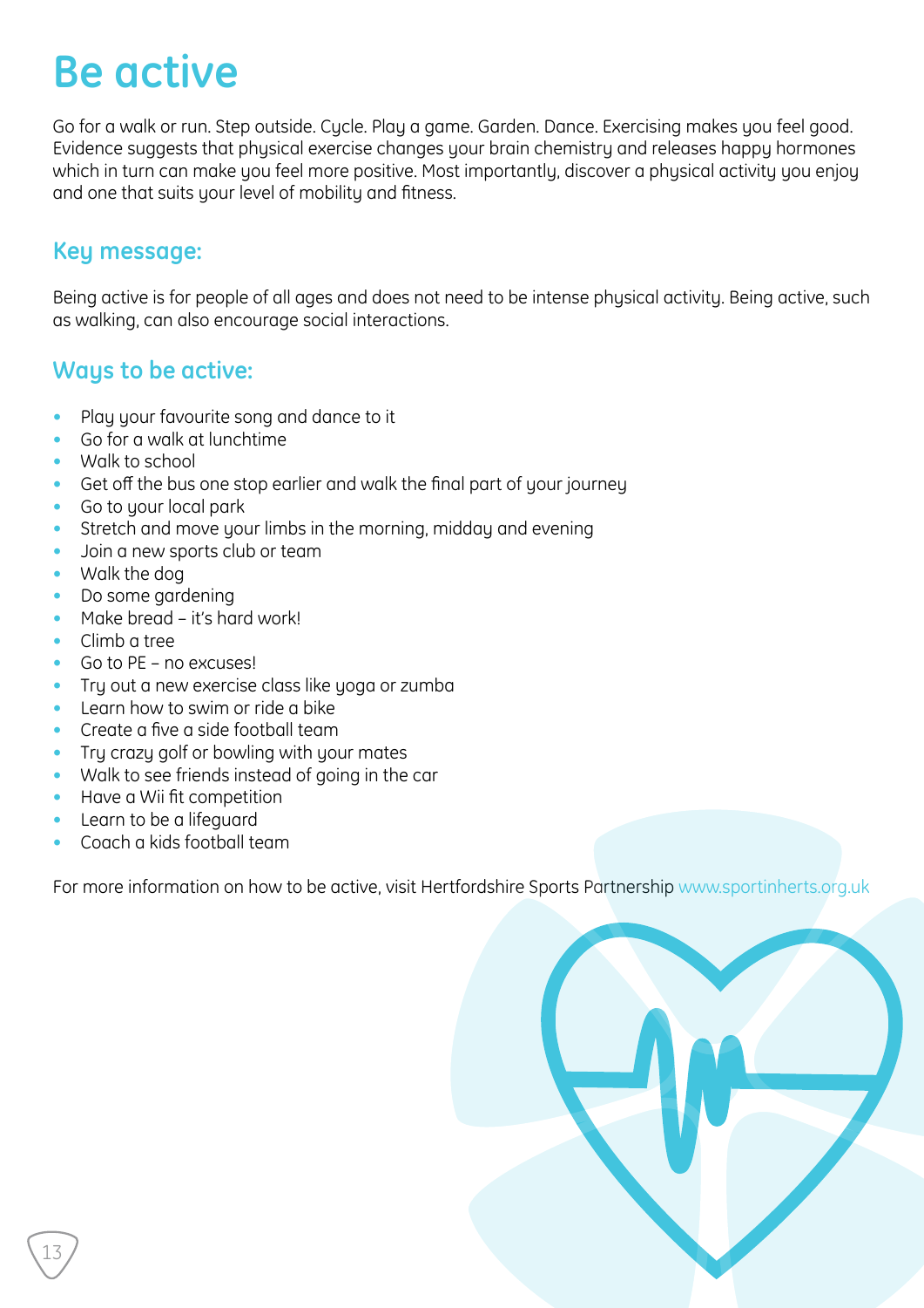# Be active

Go for a walk or run. Step outside. Cycle. Play a game. Garden. Dance. Exercising makes you feel good. Evidence suggests that physical exercise changes your brain chemistry and releases happy hormones which in turn can make you feel more positive. Most importantly, discover a physical activity you enjoy and one that suits your level of mobility and fitness.

## Key message:

Being active is for people of all ages and does not need to be intense physical activity. Being active, such as walking, can also encourage social interactions.

## Ways to be active:

- Play your favourite song and dance to it
- Go for a walk at lunchtime
- Walk to school
- Get off the bus one stop earlier and walk the final part of your journey
- Go to your local park
- Stretch and move your limbs in the morning, midday and evening
- Join a new sports club or team
- Walk the dog
- Do some gardening
- Make bread – it's hard work!
- Climb a tree
- Go to PE – no excuses!
- Try out a new exercise class like yoga or zumba
- Learn how to swim or ride a bike
- Create a five a side football team
- Try crazy golf or bowling with your mates
- Walk to see friends instead of going in the car
- Have a Wii fit competition
- Learn to be a lifeguard
- Coach a kids football team

For more information on how to be active, visit Hertfordshire Sports Partnership www.sportinherts.org.uk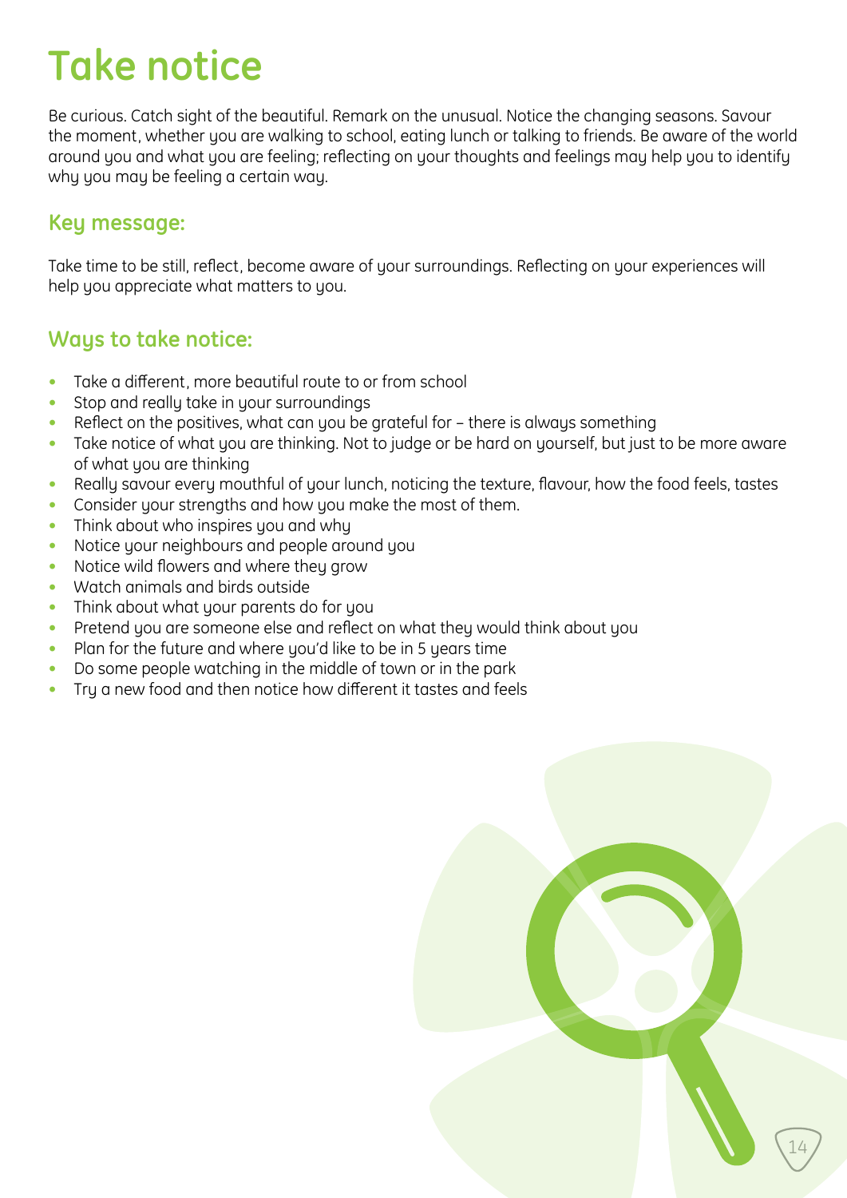# Take notice

Be curious. Catch sight of the beautiful. Remark on the unusual. Notice the changing seasons. Savour the moment, whether you are walking to school, eating lunch or talking to friends. Be aware of the world around you and what you are feeling; reflecting on your thoughts and feelings may help you to identify why you may be feeling a certain way.

## Key message:

Take time to be still, reflect, become aware of your surroundings. Reflecting on your experiences will help you appreciate what matters to you.

## Ways to take notice:

- Take a different, more beautiful route to or from school
- Stop and really take in your surroundings
- Reflect on the positives, what can you be grateful for – there is always something
- Take notice of what you are thinking. Not to judge or be hard on yourself, but just to be more aware of what you are thinking
- Really savour every mouthful of your lunch, noticing the texture, flavour, how the food feels, tastes
- Consider your strengths and how you make the most of them.
- Think about who inspires you and why
- Notice your neighbours and people around you
- Notice wild flowers and where they grow
- Watch animals and birds outside
- Think about what your parents do for you
- Pretend you are someone else and reflect on what they would think about you
- Plan for the future and where you'd like to be in 5 years time
- Do some people watching in the middle of town or in the park
- Try a new food and then notice how different it tastes and feels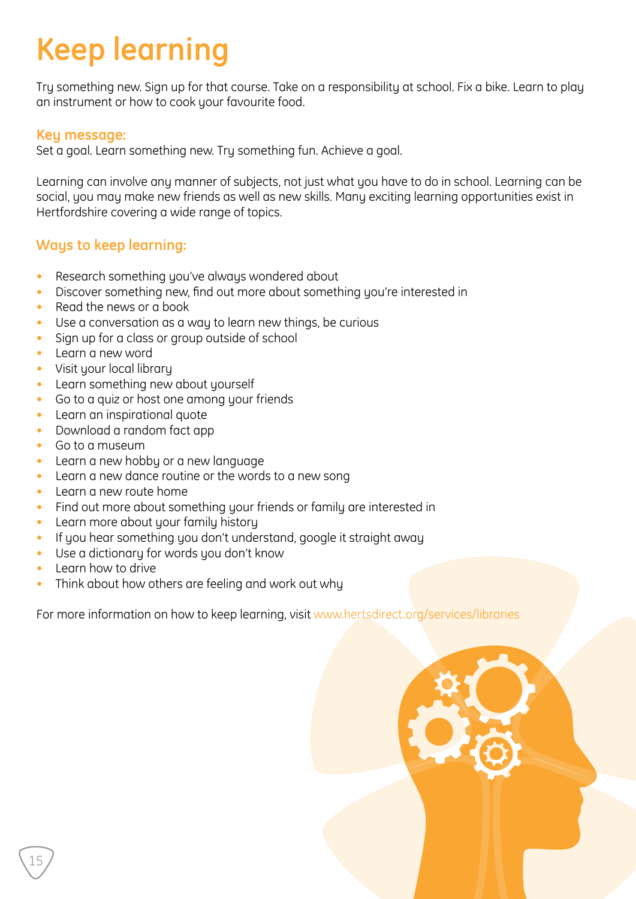# Keep learning

Try something new. Sign up for that course. Take on a responsibility at school. Fix a bike. Learn to play an instrument or how to cook your favourite food.

### Key message:

Set a goal. Learn something new. Try something fun. Achieve a goal.

Learning can involve any manner of subjects, not just what you have to do in school. Learning can be social, you may make new friends as well as new skills. Many exciting learning opportunities exist in Hertfordshire covering a wide range of topics.

## Ways to keep learning:

- Research something you've always wondered about
- Discover something new, find out more about something you're interested in
- Read the news or a book
- Use a conversation as a way to learn new things, be curious
- Sign up for a class or group outside of school
- Learn a new word
- Visit your local library
- Learn something new about yourself
- Go to a quiz or host one among your friends
- Learn an inspirational quote
- Download a random fact app
- Go to a museum
- Learn a new hobby or a new language
- Learn a new dance routine or the words to a new song
- Learn a new route home
- Find out more about something your friends or family are interested in
- Learn more about your family history
- If you hear something you don't understand, google it straight away
- Use a dictionary for words you don't know
- Learn how to drive
- Think about how others are feeling and work out why

For more information on how to keep learning, visit www.hertsdirect.org/services/libraries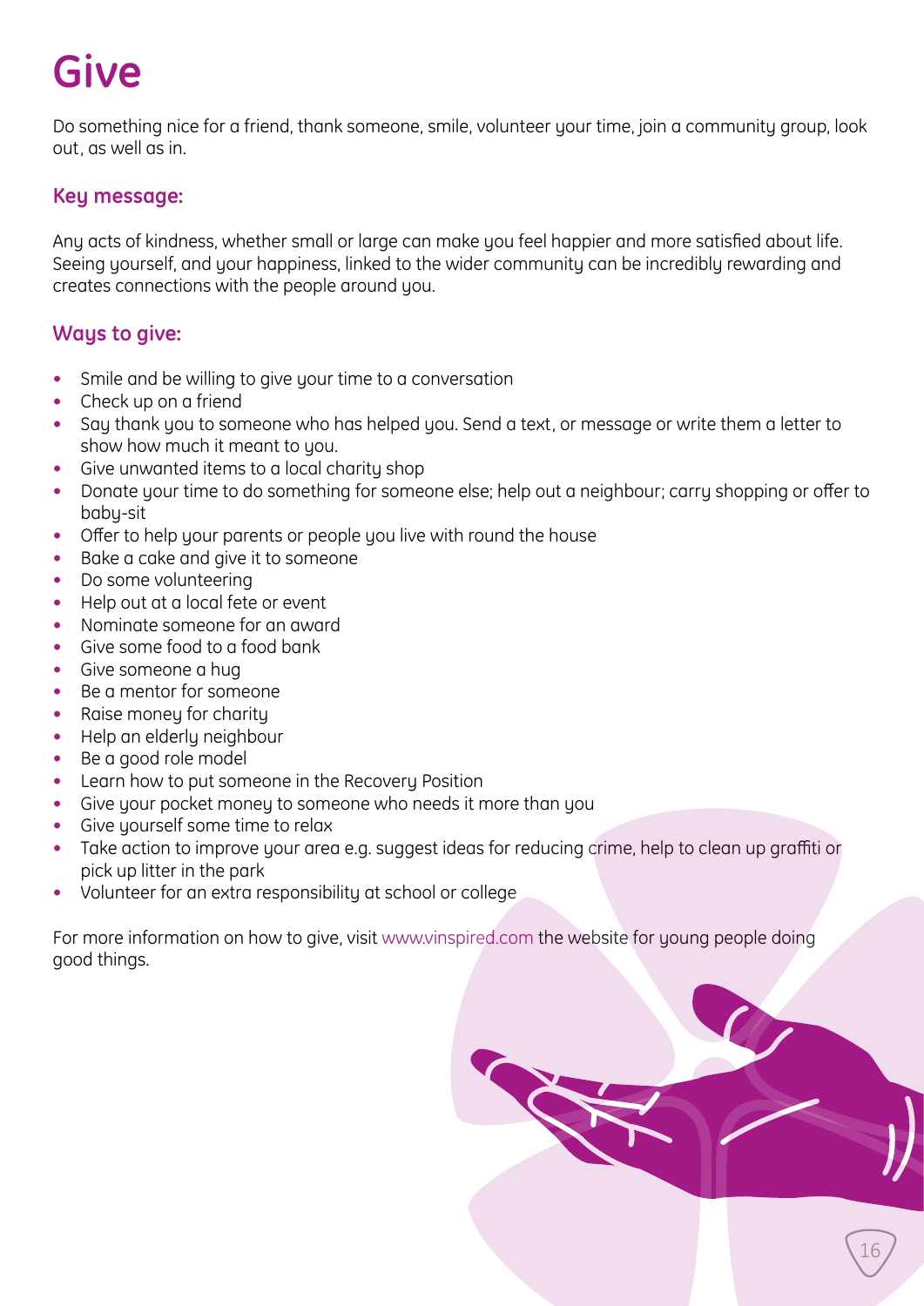# Give

Do something nice for a friend, thank someone, smile, volunteer your time, join a community group, look out, as well as in.

### Key message:

Any acts of kindness, whether small or large can make you feel happier and more satisfied about life. Seeing yourself, and your happiness, linked to the wider community can be incredibly rewarding and creates connections with the people around you.

### Ways to give:

- Smile and be willing to give your time to a conversation
- Check up on a friend
- Say thank you to someone who has helped you. Send a text, or message or write them a letter to show how much it meant to you.
- Give unwanted items to a local charity shop
- Donate your time to do something for someone else; help out a neighbour; carry shopping or offer to baby-sit
- Offer to help your parents or people you live with round the house
- Bake a cake and give it to someone
- Do some volunteering
- Help out at a local fete or event
- Nominate someone for an award
- Give some food to a food bank
- Give someone a hug
- Be a mentor for someone
- Raise money for charity
- Help an elderly neighbour
- Be a good role model
- Learn how to put someone in the Recovery Position
- Give your pocket money to someone who needs it more than you
- Give yourself some time to relax
- Take action to improve your area e.g. suggest ideas for reducing crime, help to clean up graffiti or pick up litter in the park
- Volunteer for an extra responsibility at school or college

For more information on how to give, visit www.vinspired.com the website for young people doing good things.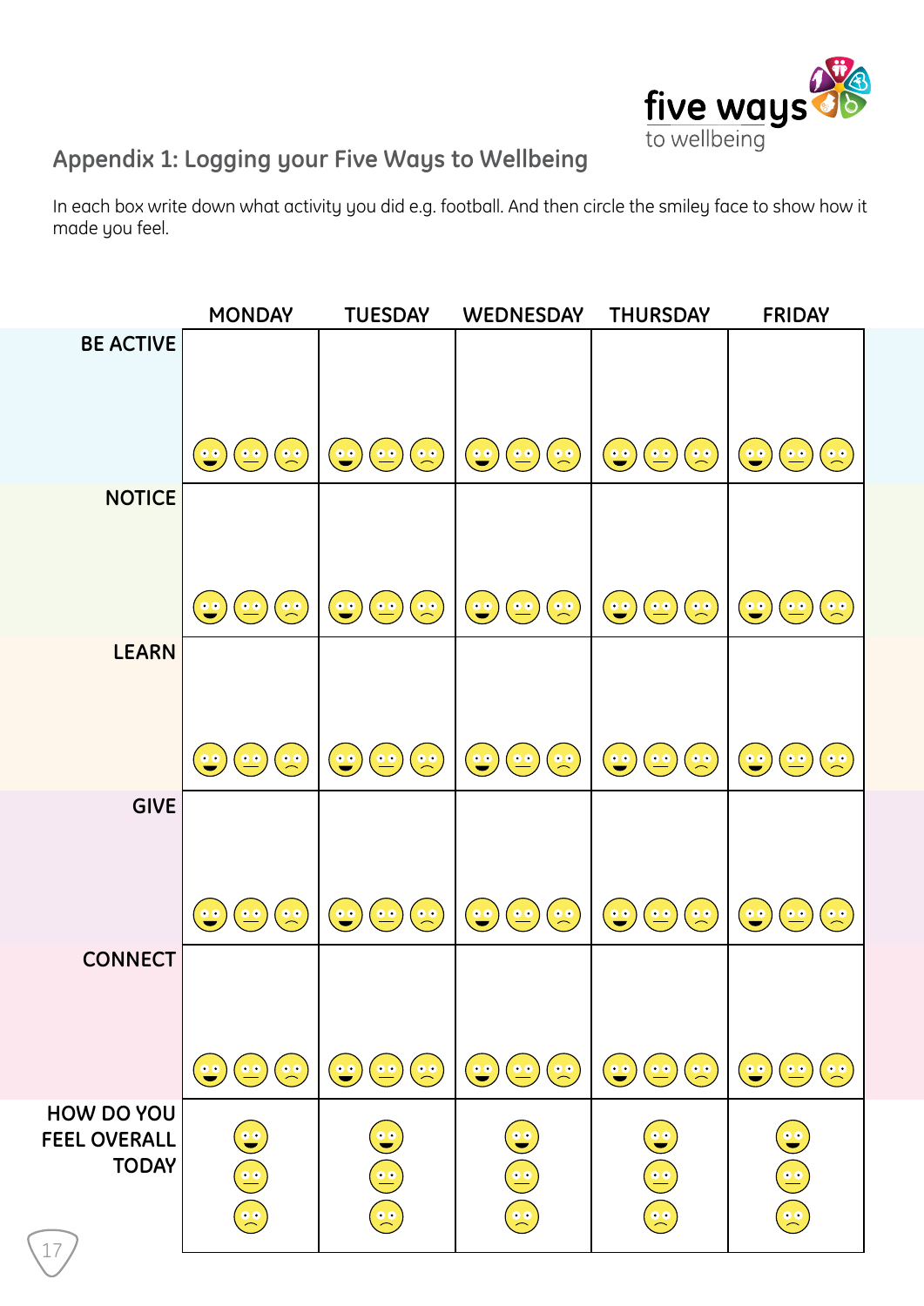## Appendix 1: Logging your Five Ways to Wellbeing

In each box write down what activity you did e.g. football. And then circle the smiley face to show how it made you feel.

| | MONDAY | TUESDAY | WEDNESDAY | THURSDAY | FRIDAY |
|---|---|---|---|---|---|
| BE ACTIVE | | | | | |
| NOTICE | | | | | |
| LEARN | | | | | |
| GIVE | | | | | |
| CONNECT | | | | | |
| HOW DO YOU FEEL OVERALL TODAY | | | | | |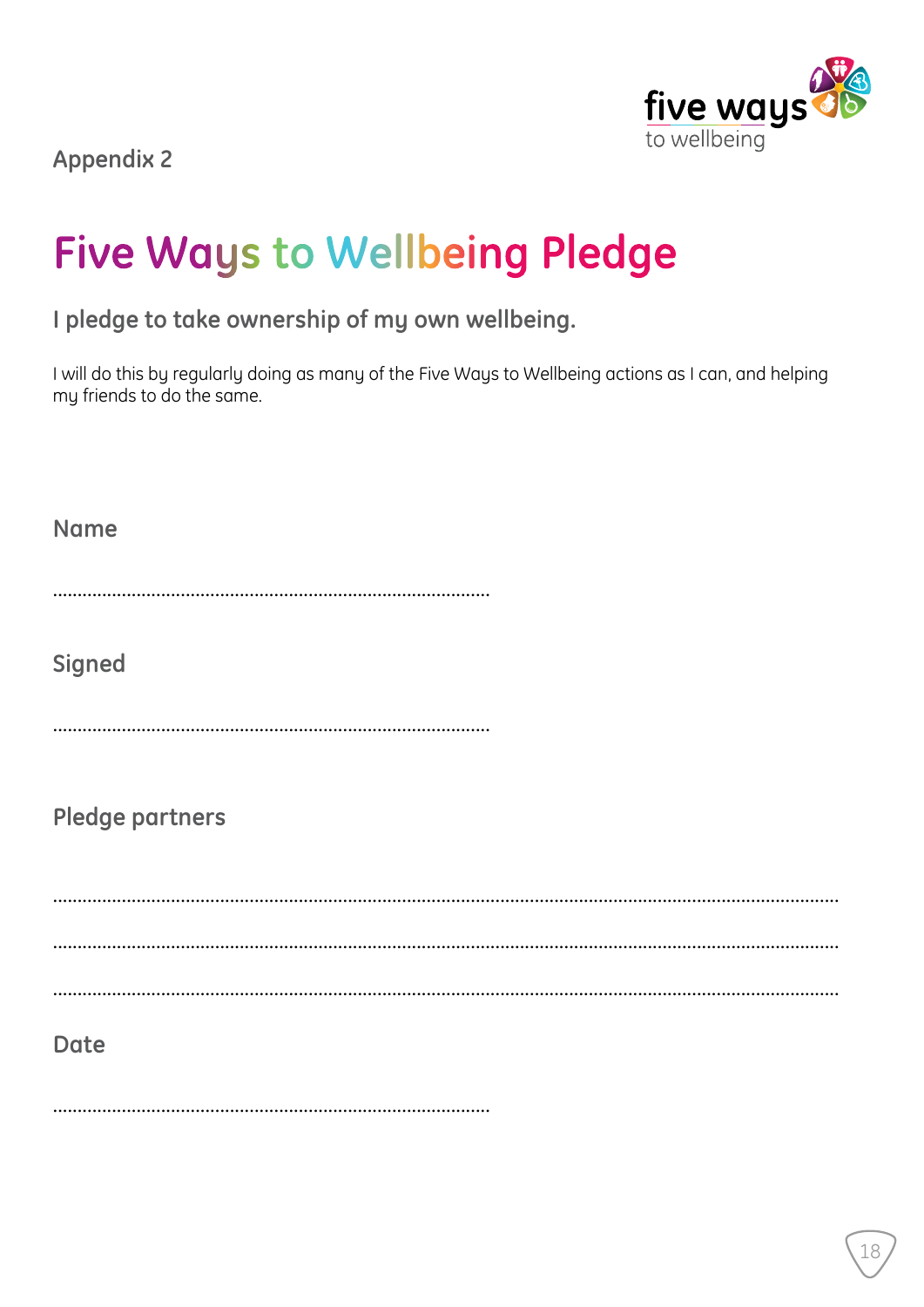five ways to wellbeing

Appendix 2

# Five Ways to Wellbeing Pledge

## I pledge to take ownership of my own wellbeing.

I will do this by regularly doing as many of the Five Ways to Wellbeing actions as I can, and helping my friends to do the same.

**Name**

..........................................................................................

**Signed**

..........................................................................................

**Pledge partners**

..........................................................................................................................................................................

..........................................................................................................................................................................

..........................................................................................................................................................................

**Date**

..........................................................................................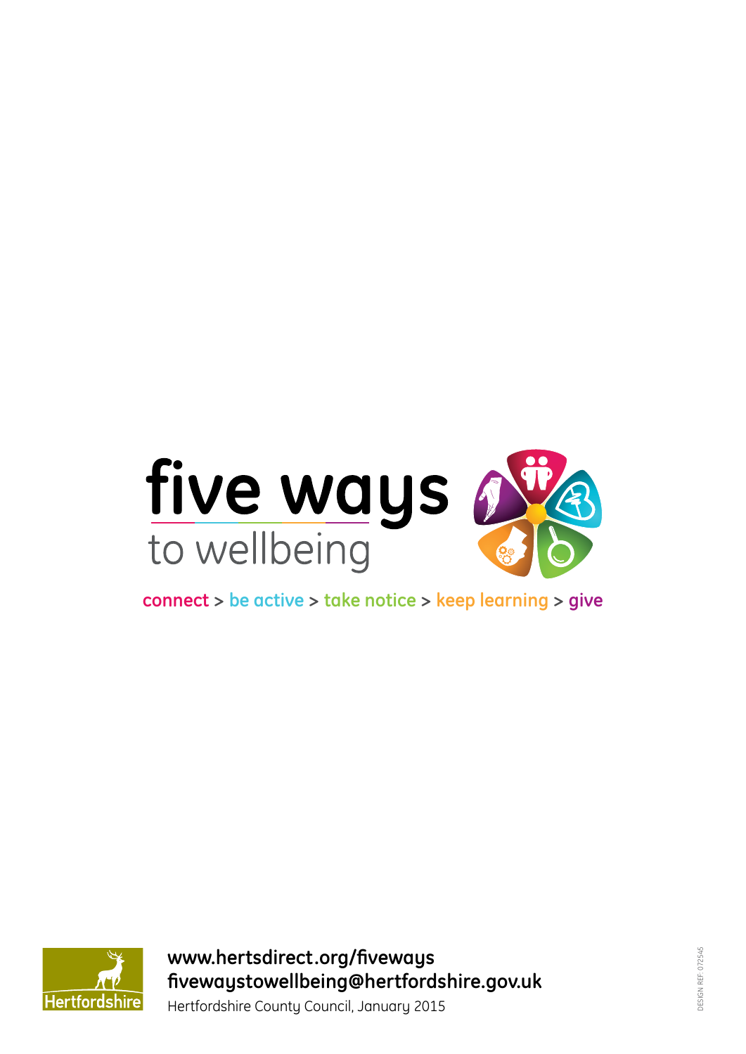# five ways to wellbeing

connect > be active > take notice > keep learning > give

Hertfordshire

**www.hertsdirect.org/fiveways**
**fivewaystowellbeing@hertfordshire.gov.uk**
Hertfordshire County Council, January 2015

DESIGN REF: 072545